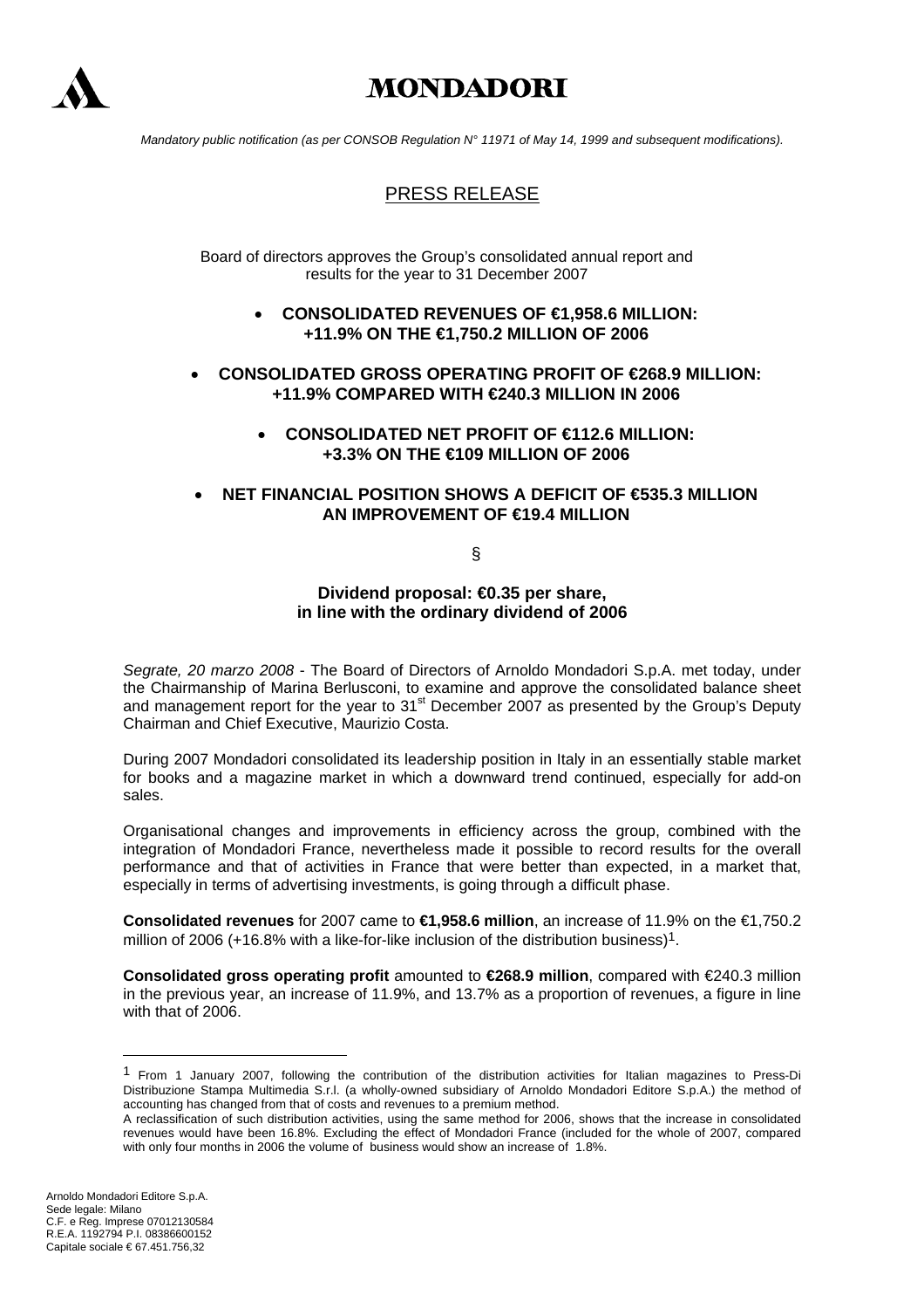# MONDADORI

*Mandatory public notification (as per CONSOB Regulation N° 11971 of May 14, 1999 and subsequent modifications).*

## PRESS RELEASE

Board of directors approves the Group's consolidated annual report and results for the year to 31 December 2007

- **CONSOLIDATED REVENUES OF €1,958.6 MILLION: +11.9% ON THE €1,750.2 MILLION OF 2006**
- **CONSOLIDATED GROSS OPERATING PROFIT OF €268.9 MILLION: +11.9% COMPARED WITH €240.3 MILLION IN 2006**
- **CONSOLIDATED NET PROFIT OF €112.6 MILLION: +3.3% ON THE €109 MILLION OF 2006**
- **NET FINANCIAL POSITION SHOWS A DEFICIT OF €535.3 MILLION AN IMPROVEMENT OF €19.4 MILLION**

§

**Dividend proposal: €0.35 per share, in line with the ordinary dividend of 2006**

*Segrate, 20 marzo 2008* - The Board of Directors of Arnoldo Mondadori S.p.A. met today, under the Chairmanship of Marina Berlusconi, to examine and approve the consolidated balance sheet and management report for the year to 31st December 2007 as presented by the Group's Deputy Chairman and Chief Executive, Maurizio Costa.

During 2007 Mondadori consolidated its leadership position in Italy in an essentially stable market for books and a magazine market in which a downward trend continued, especially for add-on sales.

Organisational changes and improvements in efficiency across the group, combined with the integration of Mondadori France, nevertheless made it possible to record results for the overall performance and that of activities in France that were better than expected, in a market that, especially in terms of advertising investments, is going through a difficult phase.

**Consolidated revenues** for 2007 came to **€1,958.6 million**, an increase of 11.9% on the €1,750.2 million of 2006 (+16.8% with a like-for-like inclusion of the distribution business)[1].

**Consolidated gross operating profit** amounted to **€268.9 million**, compared with €240.3 million in the previous year, an increase of 11.9%, and 13.7% as a proportion of revenues, a figure in line with that of 2006.

---

[1] From 1 January 2007, following the contribution of the distribution activities for Italian magazines to Press-Di Distribuzione Stampa Multimedia S.r.l. (a wholly-owned subsidiary of Arnoldo Mondadori Editore S.p.A.) the method of accounting has changed from that of costs and revenues to a premium method.
A reclassification of such distribution activities, using the same method for 2006, shows that the increase in consolidated revenues would have been 16.8%. Excluding the effect of Mondadori France (included for the whole of 2007, compared with only four months in 2006 the volume of business would show an increase of 1.8%.

Arnoldo Mondadori Editore S.p.A.
Sede legale: Milano
C.F. e Reg. Imprese 07012130584
R.E.A. 1192794 P.I. 08386600152
Capitale sociale € 67.451.756,32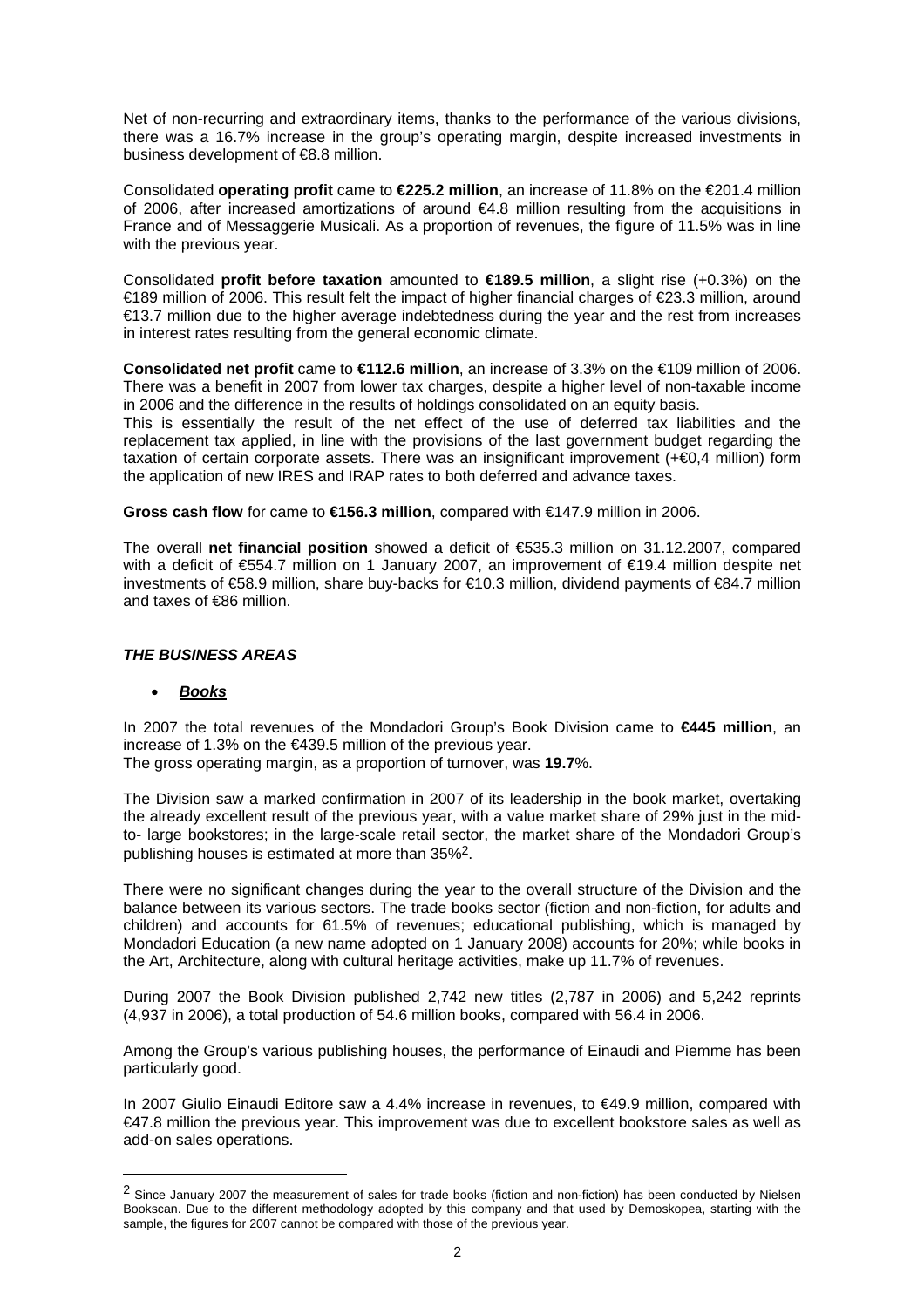Net of non-recurring and extraordinary items, thanks to the performance of the various divisions, there was a 16.7% increase in the group's operating margin, despite increased investments in business development of €8.8 million.

Consolidated **operating profit** came to **€225.2 million**, an increase of 11.8% on the €201.4 million of 2006, after increased amortizations of around €4.8 million resulting from the acquisitions in France and of Messaggerie Musicali. As a proportion of revenues, the figure of 11.5% was in line with the previous year.

Consolidated **profit before taxation** amounted to **€189.5 million**, a slight rise (+0.3%) on the €189 million of 2006. This result felt the impact of higher financial charges of €23.3 million, around €13.7 million due to the higher average indebtedness during the year and the rest from increases in interest rates resulting from the general economic climate.

**Consolidated net profit** came to **€112.6 million**, an increase of 3.3% on the €109 million of 2006. There was a benefit in 2007 from lower tax charges, despite a higher level of non-taxable income in 2006 and the difference in the results of holdings consolidated on an equity basis.
This is essentially the result of the net effect of the use of deferred tax liabilities and the replacement tax applied, in line with the provisions of the last government budget regarding the taxation of certain corporate assets. There was an insignificant improvement (+€0,4 million) form the application of new IRES and IRAP rates to both deferred and advance taxes.

**Gross cash flow** for came to **€156.3 million**, compared with €147.9 million in 2006.

The overall **net financial position** showed a deficit of €535.3 million on 31.12.2007, compared with a deficit of €554.7 million on 1 January 2007, an improvement of €19.4 million despite net investments of €58.9 million, share buy-backs for €10.3 million, dividend payments of €84.7 million and taxes of €86 million.

## *THE BUSINESS AREAS*

- ***Books***

In 2007 the total revenues of the Mondadori Group's Book Division came to **€445 million**, an increase of 1.3% on the €439.5 million of the previous year.
The gross operating margin, as a proportion of turnover, was **19.7**%.

The Division saw a marked confirmation in 2007 of its leadership in the book market, overtaking the already excellent result of the previous year, with a value market share of 29% just in the mid-to- large bookstores; in the large-scale retail sector, the market share of the Mondadori Group's publishing houses is estimated at more than 35%[2].

There were no significant changes during the year to the overall structure of the Division and the balance between its various sectors. The trade books sector (fiction and non-fiction, for adults and children) and accounts for 61.5% of revenues; educational publishing, which is managed by Mondadori Education (a new name adopted on 1 January 2008) accounts for 20%; while books in the Art, Architecture, along with cultural heritage activities, make up 11.7% of revenues.

During 2007 the Book Division published 2,742 new titles (2,787 in 2006) and 5,242 reprints (4,937 in 2006), a total production of 54.6 million books, compared with 56.4 in 2006.

Among the Group's various publishing houses, the performance of Einaudi and Piemme has been particularly good.

In 2007 Giulio Einaudi Editore saw a 4.4% increase in revenues, to €49.9 million, compared with €47.8 million the previous year. This improvement was due to excellent bookstore sales as well as add-on sales operations.

---

[2] Since January 2007 the measurement of sales for trade books (fiction and non-fiction) has been conducted by Nielsen Bookscan. Due to the different methodology adopted by this company and that used by Demoskopea, starting with the sample, the figures for 2007 cannot be compared with those of the previous year.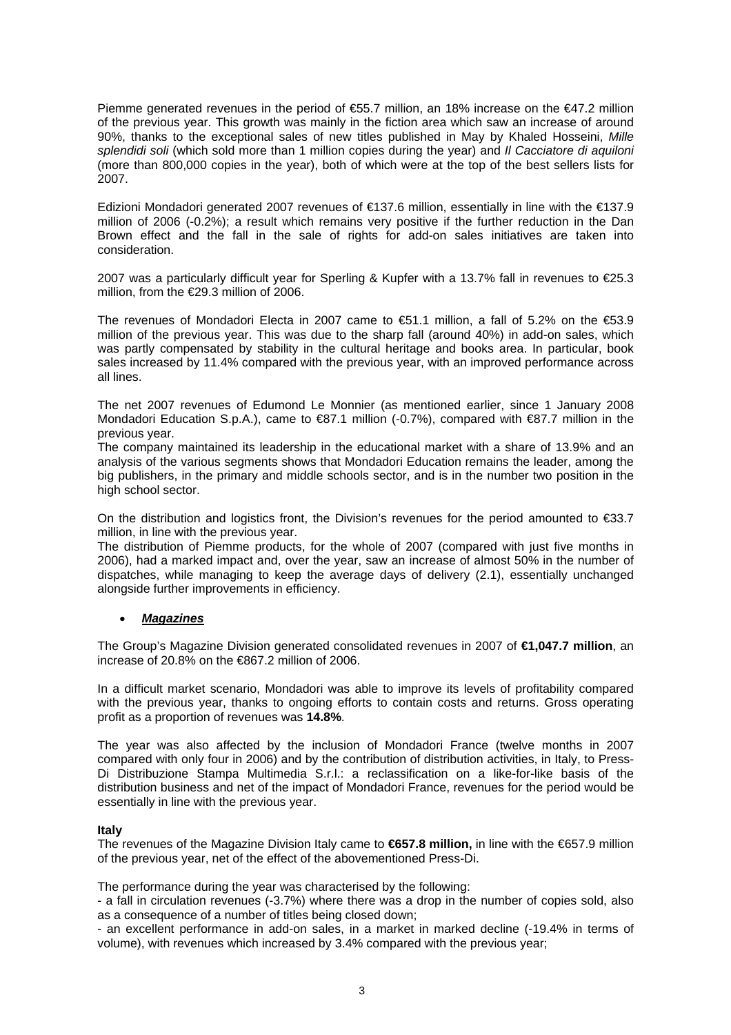Piemme generated revenues in the period of €55.7 million, an 18% increase on the €47.2 million of the previous year. This growth was mainly in the fiction area which saw an increase of around 90%, thanks to the exceptional sales of new titles published in May by Khaled Hosseini, *Mille splendidi soli* (which sold more than 1 million copies during the year) and *Il Cacciatore di aquiloni* (more than 800,000 copies in the year), both of which were at the top of the best sellers lists for 2007.

Edizioni Mondadori generated 2007 revenues of €137.6 million, essentially in line with the €137.9 million of 2006 (-0.2%); a result which remains very positive if the further reduction in the Dan Brown effect and the fall in the sale of rights for add-on sales initiatives are taken into consideration.

2007 was a particularly difficult year for Sperling & Kupfer with a 13.7% fall in revenues to €25.3 million, from the €29.3 million of 2006.

The revenues of Mondadori Electa in 2007 came to €51.1 million, a fall of 5.2% on the €53.9 million of the previous year. This was due to the sharp fall (around 40%) in add-on sales, which was partly compensated by stability in the cultural heritage and books area. In particular, book sales increased by 11.4% compared with the previous year, with an improved performance across all lines.

The net 2007 revenues of Edumond Le Monnier (as mentioned earlier, since 1 January 2008 Mondadori Education S.p.A.), came to €87.1 million (-0.7%), compared with €87.7 million in the previous year.
The company maintained its leadership in the educational market with a share of 13.9% and an analysis of the various segments shows that Mondadori Education remains the leader, among the big publishers, in the primary and middle schools sector, and is in the number two position in the high school sector.

On the distribution and logistics front, the Division's revenues for the period amounted to €33.7 million, in line with the previous year.
The distribution of Piemme products, for the whole of 2007 (compared with just five months in 2006), had a marked impact and, over the year, saw an increase of almost 50% in the number of dispatches, while managing to keep the average days of delivery (2.1), essentially unchanged alongside further improvements in efficiency.

- ***Magazines***

The Group's Magazine Division generated consolidated revenues in 2007 of **€1,047.7 million**, an increase of 20.8% on the €867.2 million of 2006.

In a difficult market scenario, Mondadori was able to improve its levels of profitability compared with the previous year, thanks to ongoing efforts to contain costs and returns. Gross operating profit as a proportion of revenues was **14.8%**.

The year was also affected by the inclusion of Mondadori France (twelve months in 2007 compared with only four in 2006) and by the contribution of distribution activities, in Italy, to Press-Di Distribuzione Stampa Multimedia S.r.l.: a reclassification on a like-for-like basis of the distribution business and net of the impact of Mondadori France, revenues for the period would be essentially in line with the previous year.

**Italy**
The revenues of the Magazine Division Italy came to **€657.8 million,** in line with the €657.9 million of the previous year, net of the effect of the abovementioned Press-Di.

The performance during the year was characterised by the following:
- a fall in circulation revenues (-3.7%) where there was a drop in the number of copies sold, also as a consequence of a number of titles being closed down;
- an excellent performance in add-on sales, in a market in marked decline (-19.4% in terms of volume), with revenues which increased by 3.4% compared with the previous year;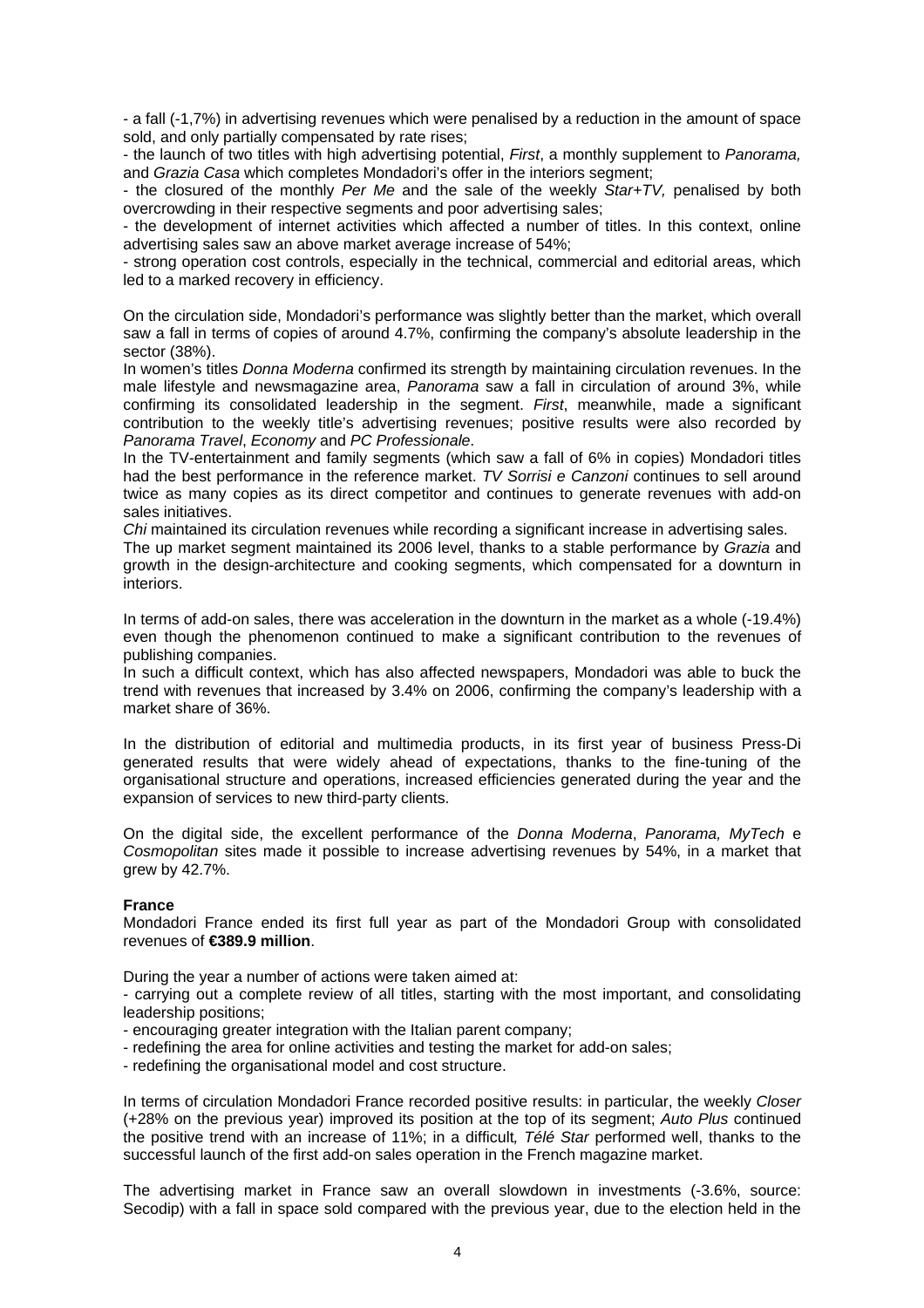- a fall (-1,7%) in advertising revenues which were penalised by a reduction in the amount of space sold, and only partially compensated by rate rises;
- the launch of two titles with high advertising potential, *First*, a monthly supplement to *Panorama,* and *Grazia Casa* which completes Mondadori's offer in the interiors segment;
- the closured of the monthly *Per Me* and the sale of the weekly *Star+TV,* penalised by both overcrowding in their respective segments and poor advertising sales;
- the development of internet activities which affected a number of titles. In this context, online advertising sales saw an above market average increase of 54%;
- strong operation cost controls, especially in the technical, commercial and editorial areas, which led to a marked recovery in efficiency.

On the circulation side, Mondadori's performance was slightly better than the market, which overall saw a fall in terms of copies of around 4.7%, confirming the company's absolute leadership in the sector (38%).
In women's titles *Donna Moderna* confirmed its strength by maintaining circulation revenues. In the male lifestyle and newsmagazine area, *Panorama* saw a fall in circulation of around 3%, while confirming its consolidated leadership in the segment. *First*, meanwhile, made a significant contribution to the weekly title's advertising revenues; positive results were also recorded by *Panorama Travel*, *Economy* and *PC Professionale*.
In the TV-entertainment and family segments (which saw a fall of 6% in copies) Mondadori titles had the best performance in the reference market. *TV Sorrisi e Canzoni* continues to sell around twice as many copies as its direct competitor and continues to generate revenues with add-on sales initiatives.
*Chi* maintained its circulation revenues while recording a significant increase in advertising sales.
The up market segment maintained its 2006 level, thanks to a stable performance by *Grazia* and growth in the design-architecture and cooking segments, which compensated for a downturn in interiors.

In terms of add-on sales, there was acceleration in the downturn in the market as a whole (-19.4%) even though the phenomenon continued to make a significant contribution to the revenues of publishing companies.
In such a difficult context, which has also affected newspapers, Mondadori was able to buck the trend with revenues that increased by 3.4% on 2006, confirming the company's leadership with a market share of 36%.

In the distribution of editorial and multimedia products, in its first year of business Press-Di generated results that were widely ahead of expectations, thanks to the fine-tuning of the organisational structure and operations, increased efficiencies generated during the year and the expansion of services to new third-party clients.

On the digital side, the excellent performance of the *Donna Moderna*, *Panorama, MyTech* e *Cosmopolitan* sites made it possible to increase advertising revenues by 54%, in a market that grew by 42.7%.

**France**
Mondadori France ended its first full year as part of the Mondadori Group with consolidated revenues of **€389.9 million**.

During the year a number of actions were taken aimed at:
- carrying out a complete review of all titles, starting with the most important, and consolidating leadership positions;
- encouraging greater integration with the Italian parent company;
- redefining the area for online activities and testing the market for add-on sales;
- redefining the organisational model and cost structure.

In terms of circulation Mondadori France recorded positive results: in particular, the weekly *Closer* (+28% on the previous year) improved its position at the top of its segment; *Auto Plus* continued the positive trend with an increase of 11%; in a difficult*, Télé Star* performed well, thanks to the successful launch of the first add-on sales operation in the French magazine market.

The advertising market in France saw an overall slowdown in investments (-3.6%, source: Secodip) with a fall in space sold compared with the previous year, due to the election held in the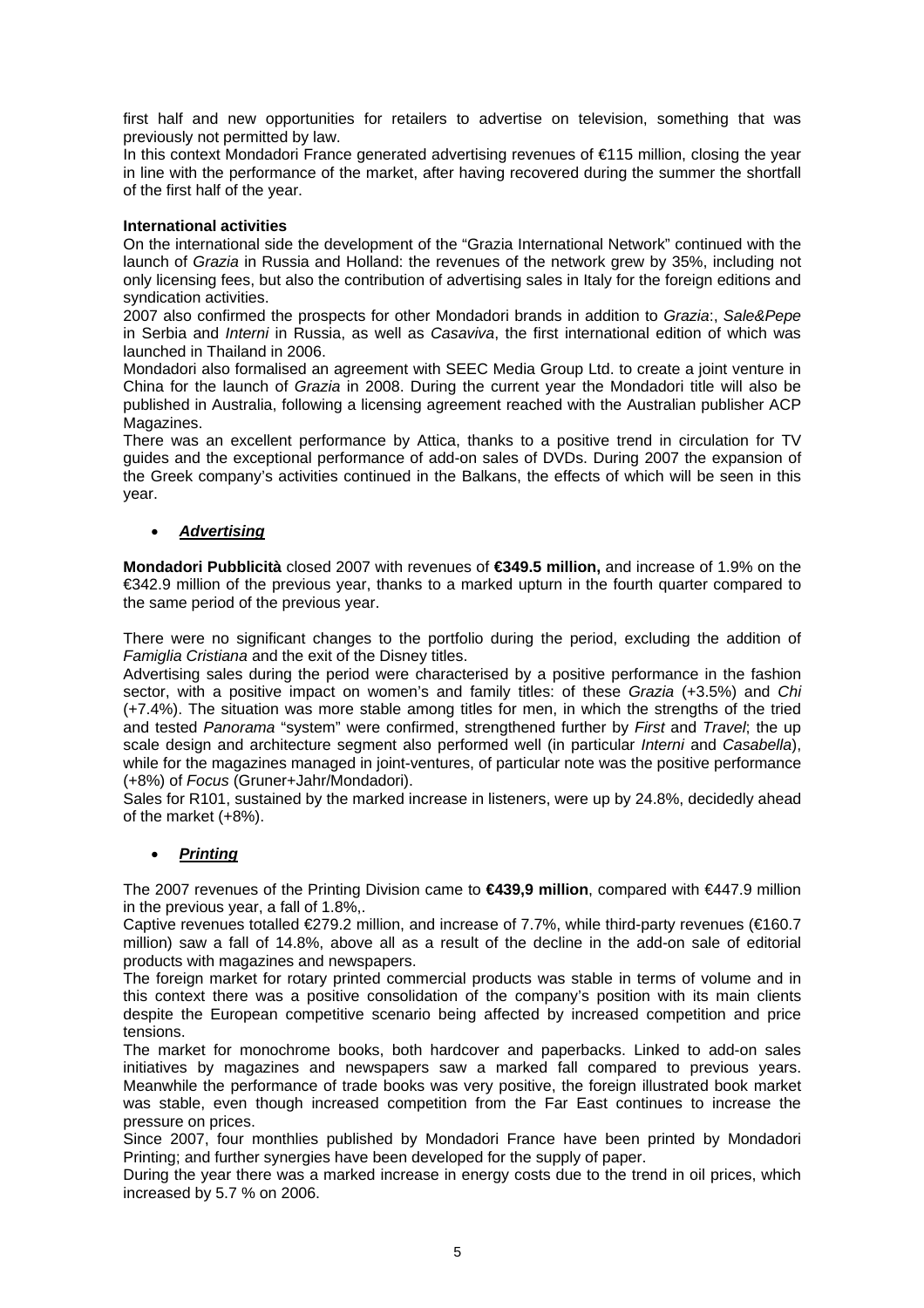first half and new opportunities for retailers to advertise on television, something that was previously not permitted by law.
In this context Mondadori France generated advertising revenues of €115 million, closing the year in line with the performance of the market, after having recovered during the summer the shortfall of the first half of the year.

**International activities**
On the international side the development of the "Grazia International Network" continued with the launch of *Grazia* in Russia and Holland: the revenues of the network grew by 35%, including not only licensing fees, but also the contribution of advertising sales in Italy for the foreign editions and syndication activities.
2007 also confirmed the prospects for other Mondadori brands in addition to *Grazia*:, *Sale&Pepe* in Serbia and *Interni* in Russia, as well as *Casaviva*, the first international edition of which was launched in Thailand in 2006.
Mondadori also formalised an agreement with SEEC Media Group Ltd. to create a joint venture in China for the launch of *Grazia* in 2008. During the current year the Mondadori title will also be published in Australia, following a licensing agreement reached with the Australian publisher ACP Magazines.
There was an excellent performance by Attica, thanks to a positive trend in circulation for TV guides and the exceptional performance of add-on sales of DVDs. During 2007 the expansion of the Greek company's activities continued in the Balkans, the effects of which will be seen in this year.

- ***Advertising***

**Mondadori Pubblicità** closed 2007 with revenues of **€349.5 million,** and increase of 1.9% on the €342.9 million of the previous year, thanks to a marked upturn in the fourth quarter compared to the same period of the previous year.

There were no significant changes to the portfolio during the period, excluding the addition of *Famiglia Cristiana* and the exit of the Disney titles.
Advertising sales during the period were characterised by a positive performance in the fashion sector, with a positive impact on women's and family titles: of these *Grazia* (+3.5%) and *Chi* (+7.4%). The situation was more stable among titles for men, in which the strengths of the tried and tested *Panorama* "system" were confirmed, strengthened further by *First* and *Travel*; the up scale design and architecture segment also performed well (in particular *Interni* and *Casabella*), while for the magazines managed in joint-ventures, of particular note was the positive performance (+8%) of *Focus* (Gruner+Jahr/Mondadori).
Sales for R101, sustained by the marked increase in listeners, were up by 24.8%, decidedly ahead of the market (+8%).

- ***Printing***

The 2007 revenues of the Printing Division came to **€439,9 million**, compared with €447.9 million in the previous year, a fall of 1.8%,.
Captive revenues totalled €279.2 million, and increase of 7.7%, while third-party revenues (€160.7 million) saw a fall of 14.8%, above all as a result of the decline in the add-on sale of editorial products with magazines and newspapers.
The foreign market for rotary printed commercial products was stable in terms of volume and in this context there was a positive consolidation of the company's position with its main clients despite the European competitive scenario being affected by increased competition and price tensions.
The market for monochrome books, both hardcover and paperbacks. Linked to add-on sales initiatives by magazines and newspapers saw a marked fall compared to previous years. Meanwhile the performance of trade books was very positive, the foreign illustrated book market was stable, even though increased competition from the Far East continues to increase the pressure on prices.
Since 2007, four monthlies published by Mondadori France have been printed by Mondadori Printing; and further synergies have been developed for the supply of paper.
During the year there was a marked increase in energy costs due to the trend in oil prices, which increased by 5.7 % on 2006.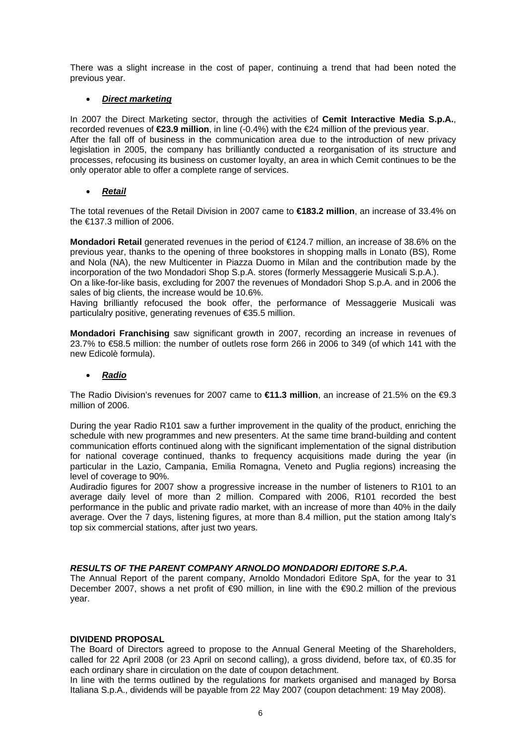There was a slight increase in the cost of paper, continuing a trend that had been noted the previous year.

- ***Direct marketing***

In 2007 the Direct Marketing sector, through the activities of **Cemit Interactive Media S.p.A.**, recorded revenues of **€23.9 million**, in line (-0.4%) with the €24 million of the previous year.
After the fall off of business in the communication area due to the introduction of new privacy legislation in 2005, the company has brilliantly conducted a reorganisation of its structure and processes, refocusing its business on customer loyalty, an area in which Cemit continues to be the only operator able to offer a complete range of services.

- ***Retail***

The total revenues of the Retail Division in 2007 came to **€183.2 million**, an increase of 33.4% on the €137.3 million of 2006.

**Mondadori Retail** generated revenues in the period of €124.7 million, an increase of 38.6% on the previous year, thanks to the opening of three bookstores in shopping malls in Lonato (BS), Rome and Nola (NA), the new Multicenter in Piazza Duomo in Milan and the contribution made by the incorporation of the two Mondadori Shop S.p.A. stores (formerly Messaggerie Musicali S.p.A.).
On a like-for-like basis, excluding for 2007 the revenues of Mondadori Shop S.p.A. and in 2006 the sales of big clients, the increase would be 10.6%.
Having brilliantly refocused the book offer, the performance of Messaggerie Musicali was particulalry positive, generating revenues of €35.5 million.

**Mondadori Franchising** saw significant growth in 2007, recording an increase in revenues of 23.7% to €58.5 million: the number of outlets rose form 266 in 2006 to 349 (of which 141 with the new Edicolè formula).

- ***Radio***

The Radio Division's revenues for 2007 came to **€11.3 million**, an increase of 21.5% on the €9.3 million of 2006.

During the year Radio R101 saw a further improvement in the quality of the product, enriching the schedule with new programmes and new presenters. At the same time brand-building and content communication efforts continued along with the significant implementation of the signal distribution for national coverage continued, thanks to frequency acquisitions made during the year (in particular in the Lazio, Campania, Emilia Romagna, Veneto and Puglia regions) increasing the level of coverage to 90%.
Audiradio figures for 2007 show a progressive increase in the number of listeners to R101 to an average daily level of more than 2 million. Compared with 2006, R101 recorded the best performance in the public and private radio market, with an increase of more than 40% in the daily average. Over the 7 days, listening figures, at more than 8.4 million, put the station among Italy's top six commercial stations, after just two years.

***RESULTS OF THE PARENT COMPANY ARNOLDO MONDADORI EDITORE S.P.A.***

The Annual Report of the parent company, Arnoldo Mondadori Editore SpA, for the year to 31 December 2007, shows a net profit of €90 million, in line with the €90.2 million of the previous year.

**DIVIDEND PROPOSAL**

The Board of Directors agreed to propose to the Annual General Meeting of the Shareholders, called for 22 April 2008 (or 23 April on second calling), a gross dividend, before tax, of €0.35 for each ordinary share in circulation on the date of coupon detachment.
In line with the terms outlined by the regulations for markets organised and managed by Borsa Italiana S.p.A., dividends will be payable from 22 May 2007 (coupon detachment: 19 May 2008).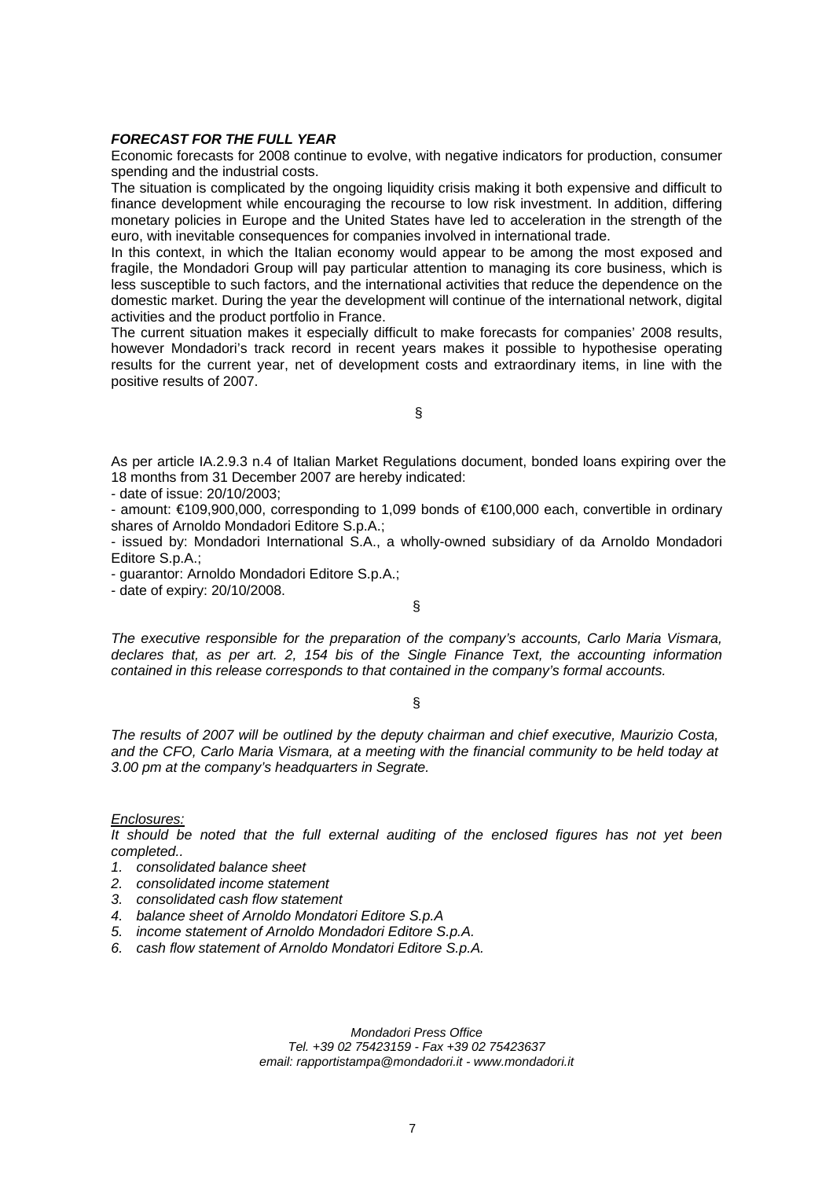***FORECAST FOR THE FULL YEAR***

Economic forecasts for 2008 continue to evolve, with negative indicators for production, consumer spending and the industrial costs.

The situation is complicated by the ongoing liquidity crisis making it both expensive and difficult to finance development while encouraging the recourse to low risk investment. In addition, differing monetary policies in Europe and the United States have led to acceleration in the strength of the euro, with inevitable consequences for companies involved in international trade.

In this context, in which the Italian economy would appear to be among the most exposed and fragile, the Mondadori Group will pay particular attention to managing its core business, which is less susceptible to such factors, and the international activities that reduce the dependence on the domestic market. During the year the development will continue of the international network, digital activities and the product portfolio in France.

The current situation makes it especially difficult to make forecasts for companies' 2008 results, however Mondadori's track record in recent years makes it possible to hypothesise operating results for the current year, net of development costs and extraordinary items, in line with the positive results of 2007.

§

As per article IA.2.9.3 n.4 of Italian Market Regulations document, bonded loans expiring over the 18 months from 31 December 2007 are hereby indicated:

- date of issue: 20/10/2003;
- amount: €109,900,000, corresponding to 1,099 bonds of €100,000 each, convertible in ordinary shares of Arnoldo Mondadori Editore S.p.A.;
- issued by: Mondadori International S.A., a wholly-owned subsidiary of da Arnoldo Mondadori Editore S.p.A.;
- guarantor: Arnoldo Mondadori Editore S.p.A.;
- date of expiry: 20/10/2008.

§

*The executive responsible for the preparation of the company's accounts, Carlo Maria Vismara, declares that, as per art. 2, 154 bis of the Single Finance Text, the accounting information contained in this release corresponds to that contained in the company's formal accounts.*

§

*The results of 2007 will be outlined by the deputy chairman and chief executive, Maurizio Costa, and the CFO, Carlo Maria Vismara, at a meeting with the financial community to be held today at 3.00 pm at the company's headquarters in Segrate.*

*Enclosures:*

*It should be noted that the full external auditing of the enclosed figures has not yet been completed..*

1. *consolidated balance sheet*
2. *consolidated income statement*
3. *consolidated cash flow statement*
4. *balance sheet of Arnoldo Mondatori Editore S.p.A*
5. *income statement of Arnoldo Mondatori Editore S.p.A.*
6. *cash flow statement of Arnoldo Mondatori Editore S.p.A.*

*Mondadori Press Office*
*Tel. +39 02 75423159 - Fax +39 02 75423637*
*email: rapportistampa@mondadori.it - www.mondadori.it*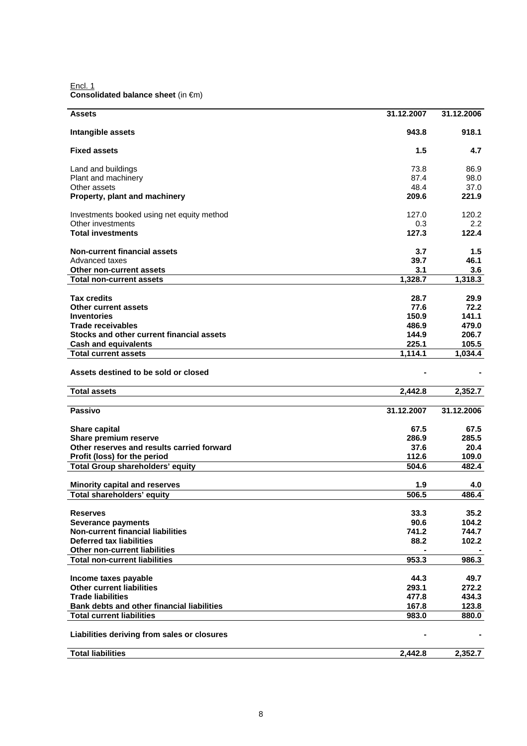Encl. 1

**Consolidated balance sheet** (in €m)

| **Assets** | **31.12.2007** | **31.12.2006** |
|---|---|---|
| **Intangible assets** | **943.8** | **918.1** |
| **Fixed assets** | **1.5** | **4.7** |
| Land and buildings | 73.8 | 86.9 |
| Plant and machinery | 87.4 | 98.0 |
| Other assets | 48.4 | 37.0 |
| **Property, plant and machinery** | **209.6** | **221.9** |
| Investments booked using net equity method | 127.0 | 120.2 |
| Other investments | 0.3 | 2.2 |
| **Total investments** | **127.3** | **122.4** |
| **Non-current financial assets** | **3.7** | **1.5** |
| Advanced taxes | **39.7** | **46.1** |
| **Other non-current assets** | **3.1** | **3.6** |
| **Total non-current assets** | **1,328.7** | **1,318.3** |
| **Tax credits** | **28.7** | **29.9** |
| **Other current assets** | **77.6** | **72.2** |
| **Inventories** | **150.9** | **141.1** |
| **Trade receivables** | **486.9** | **479.0** |
| **Stocks and other current financial assets** | **144.9** | **206.7** |
| **Cash and equivalents** | **225.1** | **105.5** |
| **Total current assets** | **1,114.1** | **1,034.4** |
| **Assets destined to be sold or closed** | **-** | **-** |
| **Total assets** | **2,442.8** | **2,352.7** |

| **Passivo** | **31.12.2007** | **31.12.2006** |
|---|---|---|
| **Share capital** | **67.5** | **67.5** |
| **Share premium reserve** | **286.9** | **285.5** |
| **Other reserves and results carried forward** | **37.6** | **20.4** |
| **Profit (loss) for the period** | **112.6** | **109.0** |
| **Total Group shareholders' equity** | **504.6** | **482.4** |
| **Minority capital and reserves** | **1.9** | **4.0** |
| **Total shareholders' equity** | **506.5** | **486.4** |
| **Reserves** | **33.3** | **35.2** |
| **Severance payments** | **90.6** | **104.2** |
| **Non-current financial liabilities** | **741.2** | **744.7** |
| **Deferred tax liabilities** | **88.2** | **102.2** |
| **Other non-current liabilities** | **-** | **-** |
| **Total non-current liabilities** | **953.3** | **986.3** |
| **Income taxes payable** | **44.3** | **49.7** |
| **Other current liabilities** | **293.1** | **272.2** |
| **Trade liabilities** | **477.8** | **434.3** |
| **Bank debts and other financial liabilities** | **167.8** | **123.8** |
| **Total current liabilities** | **983.0** | **880.0** |
| **Liabilities deriving from sales or closures** | **-** | **-** |
| **Total liabilities** | **2,442.8** | **2,352.7** |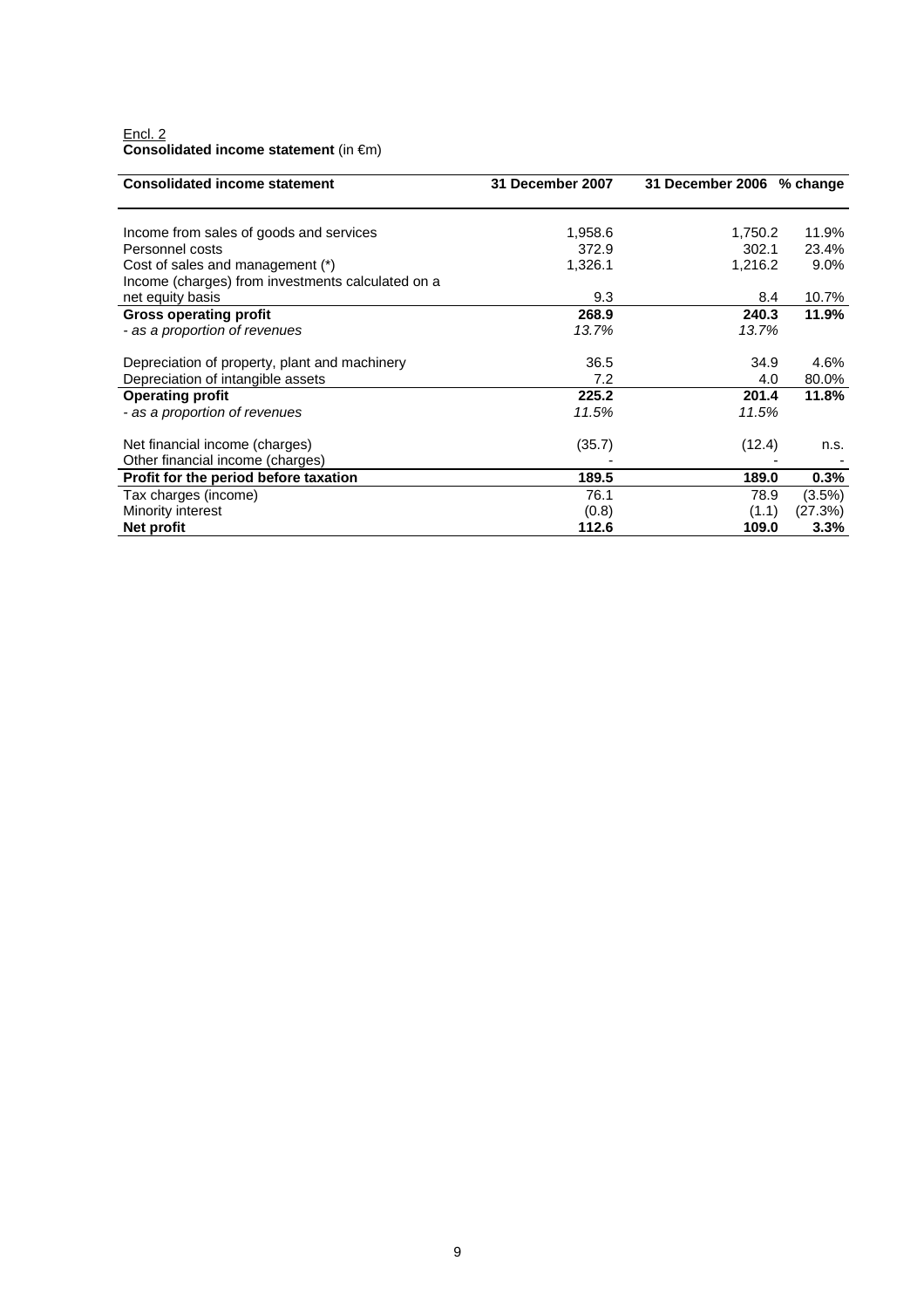Encl. 2

**Consolidated income statement** (in €m)

| **Consolidated income statement** | **31 December 2007** | **31 December 2006** | **% change** |
|---|---|---|---|
| Income from sales of goods and services | 1,958.6 | 1,750.2 | 11.9% |
| Personnel costs | 372.9 | 302.1 | 23.4% |
| Cost of sales and management (*) | 1,326.1 | 1,216.2 | 9.0% |
| Income (charges) from investments calculated on a net equity basis | 9.3 | 8.4 | 10.7% |
| **Gross operating profit** | **268.9** | **240.3** | **11.9%** |
| *- as a proportion of revenues* | *13.7%* | *13.7%* | |
| Depreciation of property, plant and machinery | 36.5 | 34.9 | 4.6% |
| Depreciation of intangible assets | 7.2 | 4.0 | 80.0% |
| **Operating profit** | **225.2** | **201.4** | **11.8%** |
| *- as a proportion of revenues* | *11.5%* | *11.5%* | |
| Net financial income (charges) | (35.7) | (12.4) | n.s. |
| Other financial income (charges) | - | - | - |
| **Profit for the period before taxation** | **189.5** | **189.0** | **0.3%** |
| Tax charges (income) | 76.1 | 78.9 | (3.5%) |
| Minority interest | (0.8) | (1.1) | (27.3%) |
| **Net profit** | **112.6** | **109.0** | **3.3%** |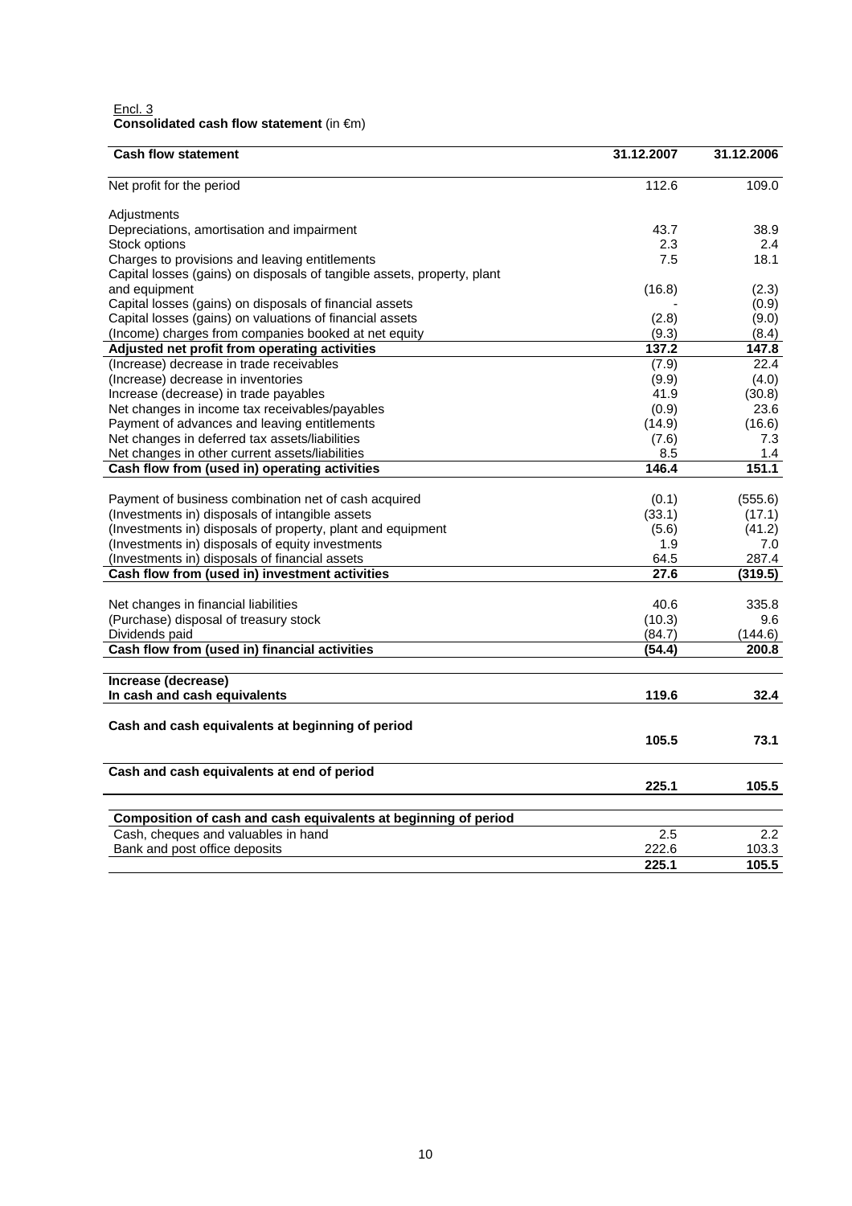Encl. 3

**Consolidated cash flow statement** (in €m)

| Cash flow statement | 31.12.2007 | 31.12.2006 |
|---|---|---|
| Net profit for the period | 112.6 | 109.0 |
| Adjustments | | |
| Depreciations, amortisation and impairment | 43.7 | 38.9 |
| Stock options | 2.3 | 2.4 |
| Charges to provisions and leaving entitlements | 7.5 | 18.1 |
| Capital losses (gains) on disposals of tangible assets, property, plant and equipment | (16.8) | (2.3) |
| Capital losses (gains) on disposals of financial assets | - | (0.9) |
| Capital losses (gains) on valuations of financial assets | (2.8) | (9.0) |
| (Income) charges from companies booked at net equity | (9.3) | (8.4) |
| **Adjusted net profit from operating activities** | **137.2** | **147.8** |
| (Increase) decrease in trade receivables | (7.9) | 22.4 |
| (Increase) decrease in inventories | (9.9) | (4.0) |
| Increase (decrease) in trade payables | 41.9 | (30.8) |
| Net changes in income tax receivables/payables | (0.9) | 23.6 |
| Payment of advances and leaving entitlements | (14.9) | (16.6) |
| Net changes in deferred tax assets/liabilities | (7.6) | 7.3 |
| Net changes in other current assets/liabilities | 8.5 | 1.4 |
| **Cash flow from (used in) operating activities** | **146.4** | **151.1** |
| Payment of business combination net of cash acquired | (0.1) | (555.6) |
| (Investments in) disposals of intangible assets | (33.1) | (17.1) |
| (Investments in) disposals of property, plant and equipment | (5.6) | (41.2) |
| (Investments in) disposals of equity investments | 1.9 | 7.0 |
| (Investments in) disposals of financial assets | 64.5 | 287.4 |
| **Cash flow from (used in) investment activities** | **27.6** | **(319.5)** |
| Net changes in financial liabilities | 40.6 | 335.8 |
| (Purchase) disposal of treasury stock | (10.3) | 9.6 |
| Dividends paid | (84.7) | (144.6) |
| **Cash flow from (used in) financial activities** | **(54.4)** | **200.8** |
| **Increase (decrease) In cash and cash equivalents** | **119.6** | **32.4** |
| **Cash and cash equivalents at beginning of period** | **105.5** | **73.1** |
| **Cash and cash equivalents at end of period** | **225.1** | **105.5** |

| Composition of cash and cash equivalents at beginning of period | | |
|---|---|---|
| Cash, cheques and valuables in hand | 2.5 | 2.2 |
| Bank and post office deposits | 222.6 | 103.3 |
| | **225.1** | **105.5** |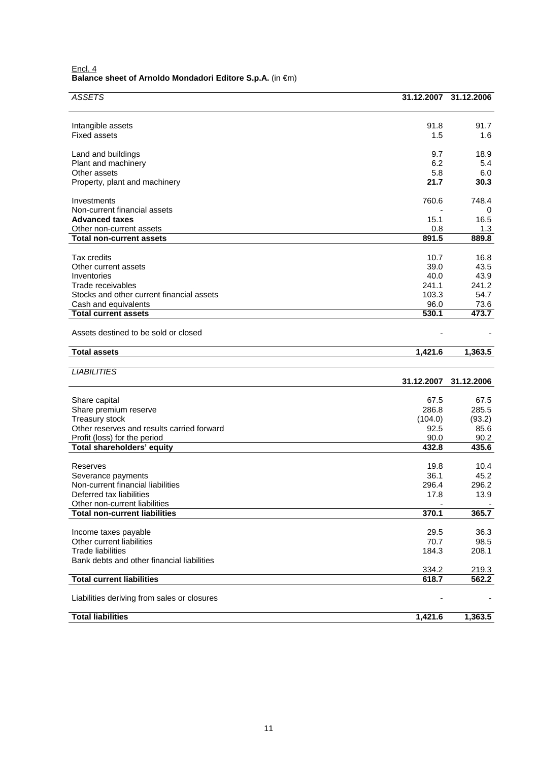Encl. 4

**Balance sheet of Arnoldo Mondadori Editore S.p.A.** (in €m)

| *ASSETS* | **31.12.2007** | **31.12.2006** |
|---|---|---|
| Intangible assets | 91.8 | 91.7 |
| Fixed assets | 1.5 | 1.6 |
| Land and buildings | 9.7 | 18.9 |
| Plant and machinery | 6.2 | 5.4 |
| Other assets | 5.8 | 6.0 |
| Property, plant and machinery | **21.7** | **30.3** |
| Investments | 760.6 | 748.4 |
| Non-current financial assets | - | 0 |
| **Advanced taxes** | 15.1 | 16.5 |
| Other non-current assets | 0.8 | 1.3 |
| **Total non-current assets** | **891.5** | **889.8** |
| Tax credits | 10.7 | 16.8 |
| Other current assets | 39.0 | 43.5 |
| Inventories | 40.0 | 43.9 |
| Trade receivables | 241.1 | 241.2 |
| Stocks and other current financial assets | 103.3 | 54.7 |
| Cash and equivalents | 96.0 | 73.6 |
| **Total current assets** | **530.1** | **473.7** |
| Assets destined to be sold or closed | - | - |
| **Total assets** | **1,421.6** | **1,363.5** |

| *LIABILITIES* | **31.12.2007** | **31.12.2006** |
|---|---|---|
| Share capital | 67.5 | 67.5 |
| Share premium reserve | 286.8 | 285.5 |
| Treasury stock | (104.0) | (93.2) |
| Other reserves and results carried forward | 92.5 | 85.6 |
| Profit (loss) for the period | 90.0 | 90.2 |
| **Total shareholders' equity** | **432.8** | **435.6** |
| Reserves | 19.8 | 10.4 |
| Severance payments | 36.1 | 45.2 |
| Non-current financial liabilities | 296.4 | 296.2 |
| Deferred tax liabilities | 17.8 | 13.9 |
| Other non-current liabilities | - | - |
| **Total non-current liabilities** | **370.1** | **365.7** |
| Income taxes payable | 29.5 | 36.3 |
| Other current liabilities | 70.7 | 98.5 |
| Trade liabilities | 184.3 | 208.1 |
| Bank debts and other financial liabilities | 334.2 | 219.3 |
| **Total current liabilities** | **618.7** | **562.2** |
| Liabilities deriving from sales or closures | - | - |
| **Total liabilities** | **1,421.6** | **1,363.5** |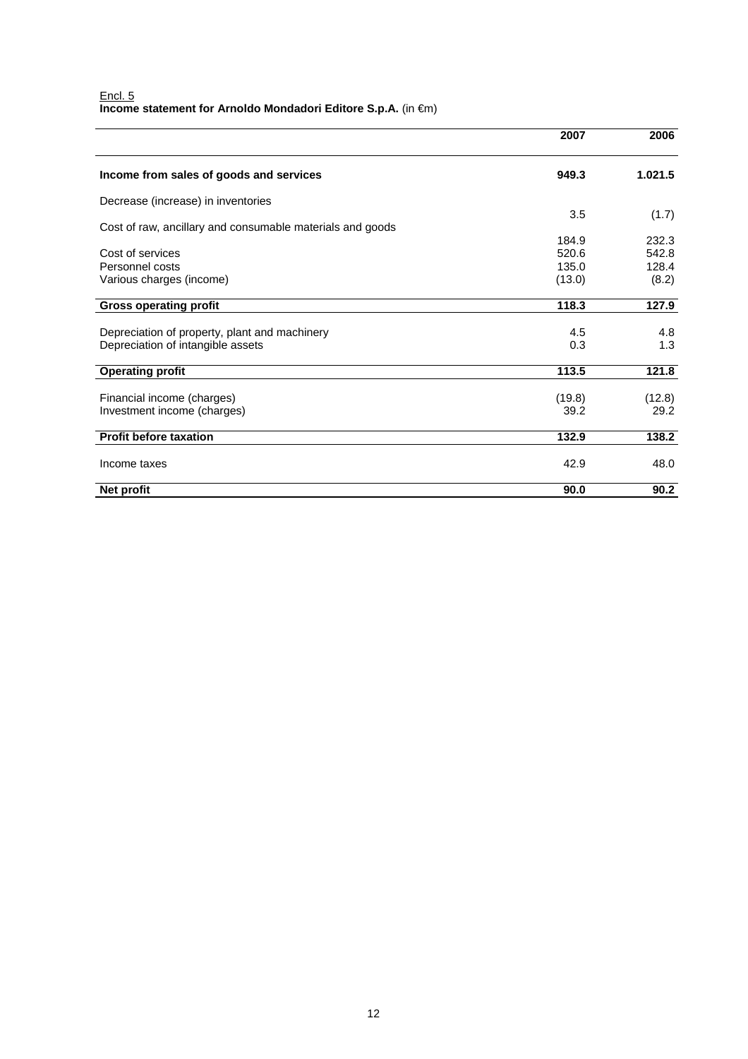Encl. 5

**Income statement for Arnoldo Mondadori Editore S.p.A.** (in €m)

| | 2007 | 2006 |
|---|---|---|
| **Income from sales of goods and services** | **949.3** | **1.021.5** |
| Decrease (increase) in inventories | 3.5 | (1.7) |
| Cost of raw, ancillary and consumable materials and goods | 184.9 | 232.3 |
| Cost of services | 520.6 | 542.8 |
| Personnel costs | 135.0 | 128.4 |
| Various charges (income) | (13.0) | (8.2) |
| **Gross operating profit** | **118.3** | **127.9** |
| Depreciation of property, plant and machinery | 4.5 | 4.8 |
| Depreciation of intangible assets | 0.3 | 1.3 |
| **Operating profit** | **113.5** | **121.8** |
| Financial income (charges) | (19.8) | (12.8) |
| Investment income (charges) | 39.2 | 29.2 |
| **Profit before taxation** | **132.9** | **138.2** |
| Income taxes | 42.9 | 48.0 |
| **Net profit** | **90.0** | **90.2** |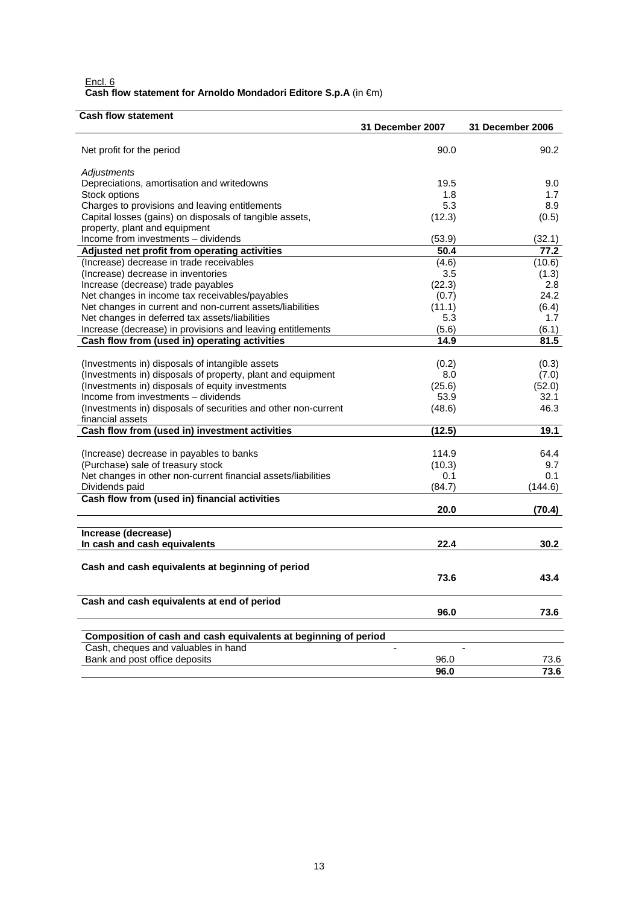Encl. 6

**Cash flow statement for Arnoldo Mondadori Editore S.p.A** (in €m)

| **Cash flow statement** | **31 December 2007** | **31 December 2006** |
|---|---|---|
| Net profit for the period | 90.0 | 90.2 |
| *Adjustments* | | |
| Depreciations, amortisation and writedowns | 19.5 | 9.0 |
| Stock options | 1.8 | 1.7 |
| Charges to provisions and leaving entitlements | 5.3 | 8.9 |
| Capital losses (gains) on disposals of tangible assets, property, plant and equipment | (12.3) | (0.5) |
| Income from investments – dividends | (53.9) | (32.1) |
| **Adjusted net profit from operating activities** | **50.4** | **77.2** |
| (Increase) decrease in trade receivables | (4.6) | (10.6) |
| (Increase) decrease in inventories | 3.5 | (1.3) |
| Increase (decrease) trade payables | (22.3) | 2.8 |
| Net changes in income tax receivables/payables | (0.7) | 24.2 |
| Net changes in current and non-current assets/liabilities | (11.1) | (6.4) |
| Net changes in deferred tax assets/liabilities | 5.3 | 1.7 |
| Increase (decrease) in provisions and leaving entitlements | (5.6) | (6.1) |
| **Cash flow from (used in) operating activities** | **14.9** | **81.5** |
| (Investments in) disposals of intangible assets | (0.2) | (0.3) |
| (Investments in) disposals of property, plant and equipment | 8.0 | (7.0) |
| (Investments in) disposals of equity investments | (25.6) | (52.0) |
| Income from investments – dividends | 53.9 | 32.1 |
| (Investments in) disposals of securities and other non-current financial assets | (48.6) | 46.3 |
| **Cash flow from (used in) investment activities** | **(12.5)** | **19.1** |
| (Increase) decrease in payables to banks | 114.9 | 64.4 |
| (Purchase) sale of treasury stock | (10.3) | 9.7 |
| Net changes in other non-current financial assets/liabilities | 0.1 | 0.1 |
| Dividends paid | (84.7) | (144.6) |
| **Cash flow from (used in) financial activities** | **20.0** | **(70.4)** |
| **Increase (decrease) In cash and cash equivalents** | **22.4** | **30.2** |
| **Cash and cash equivalents at beginning of period** | **73.6** | **43.4** |
| **Cash and cash equivalents at end of period** | **96.0** | **73.6** |

| **Composition of cash and cash equivalents at beginning of period** | | |
|---|---|---|
| Cash, cheques and valuables in hand | - | - |
| Bank and post office deposits | 96.0 | 73.6 |
| | **96.0** | **73.6** |